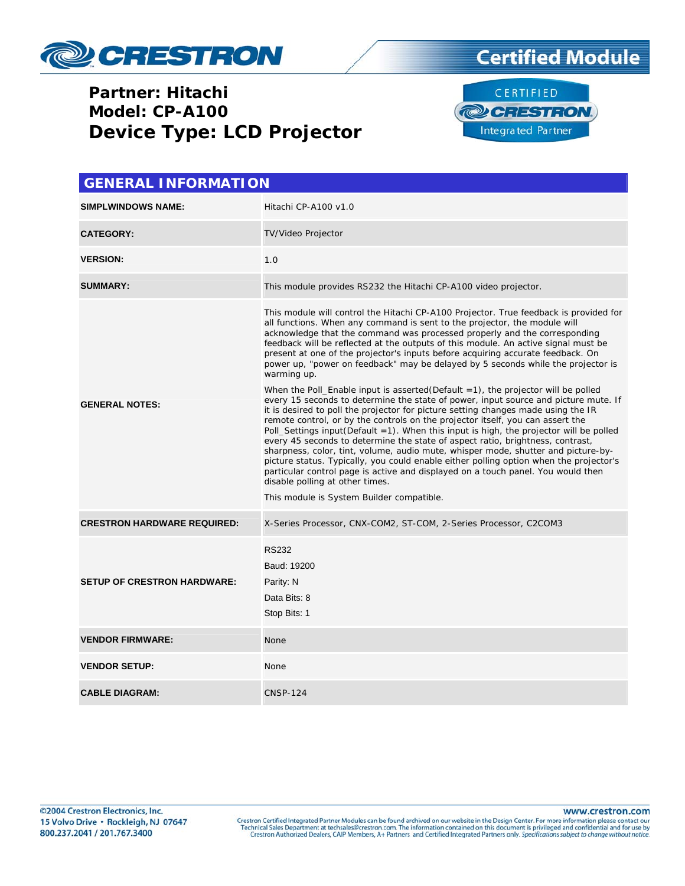# Partner: Hitachi
# Model: CP-A100
# Device Type: LCD Projector

## GENERAL INFORMATION

| | |
|---|---|
| **SIMPLWINDOWS NAME:** | Hitachi CP-A100 v1.0 |
| **CATEGORY:** | TV/Video Projector |
| **VERSION:** | 1.0 |
| **SUMMARY:** | This module provides RS232 the Hitachi CP-A100 video projector. |
| **GENERAL NOTES:** | This module will control the Hitachi CP-A100 Projector. True feedback is provided for all functions. When any command is sent to the projector, the module will acknowledge that the command was processed properly and the corresponding feedback will be reflected at the outputs of this module. An active signal must be present at one of the projector's inputs before acquiring accurate feedback. On power up, "power on feedback" may be delayed by 5 seconds while the projector is warming up.<br><br>When the Poll_Enable input is asserted(Default =1), the projector will be polled every 15 seconds to determine the state of power, input source and picture mute. If it is desired to poll the projector for picture setting changes made using the IR remote control, or by the controls on the projector itself, you can assert the Poll_Settings input(Default =1). When this input is high, the projector will be polled every 45 seconds to determine the state of aspect ratio, brightness, contrast, sharpness, color, tint, volume, audio mute, whisper mode, shutter and picture-by-picture status. Typically, you could enable either polling option when the projector's particular control page is active and displayed on a touch panel. You would then disable polling at other times.<br><br>This module is System Builder compatible. |
| **CRESTRON HARDWARE REQUIRED:** | X-Series Processor, CNX-COM2, ST-COM, 2-Series Processor, C2COM3 |
| **SETUP OF CRESTRON HARDWARE:** | RS232<br>Baud: 19200<br>Parity: N<br>Data Bits: 8<br>Stop Bits: 1 |
| **VENDOR FIRMWARE:** | None |
| **VENDOR SETUP:** | None |
| **CABLE DIAGRAM:** | CNSP-124 |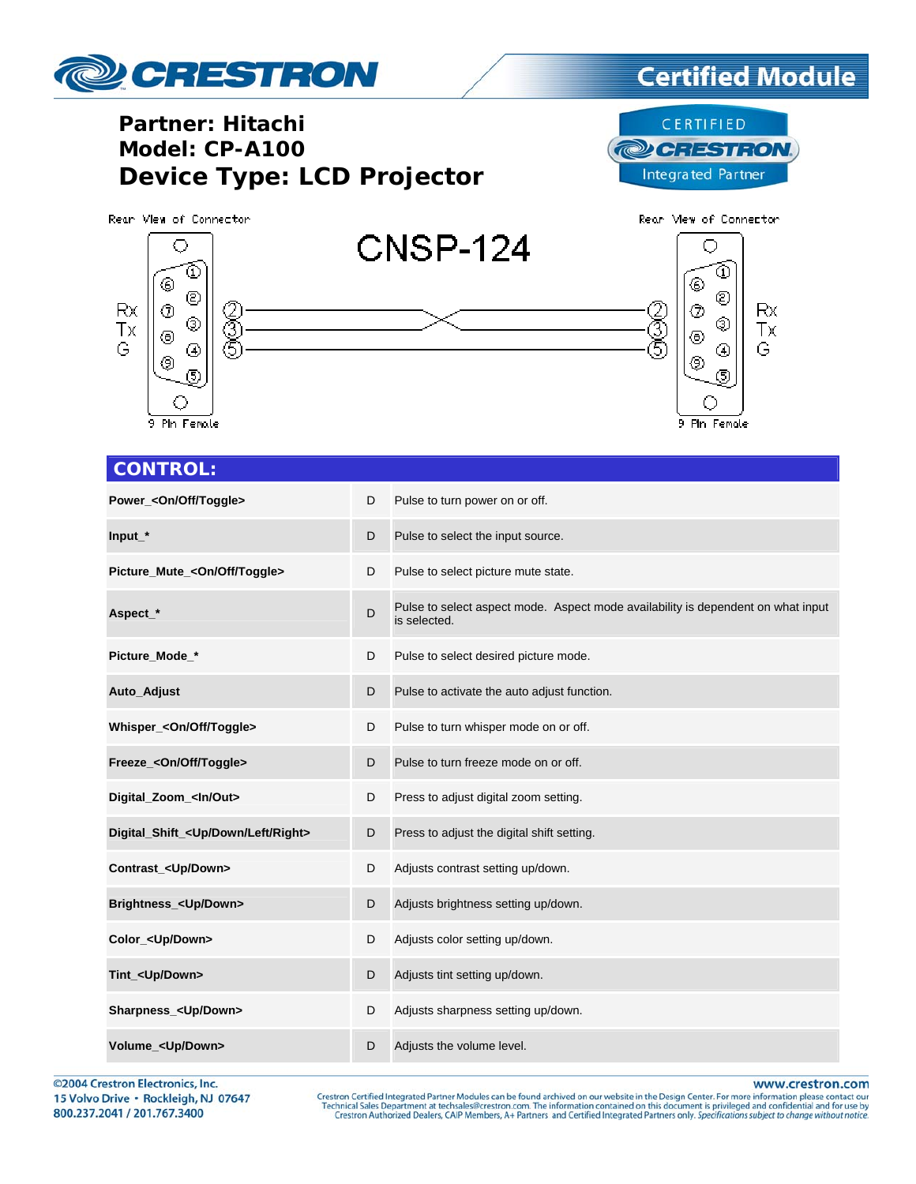**Partner: Hitachi**
**Model: CP-A100**
**Device Type: LCD Projector**

CNSP-124

Rear View of Connector — 9 Pin Female: Rx 2, Tx 3, G 5 ↔ Rear View of Connector — 9 Pin Female: Rx 2, Tx 3, G 5 (pins 2 and 3 crossed)

## CONTROL:

| | | |
|---|---|---|
| **Power_<On/Off/Toggle>** | D | Pulse to turn power on or off. |
| **Input_*** | D | Pulse to select the input source. |
| **Picture_Mute_<On/Off/Toggle>** | D | Pulse to select picture mute state. |
| **Aspect_*** | D | Pulse to select aspect mode. Aspect mode availability is dependent on what input is selected. |
| **Picture_Mode_*** | D | Pulse to select desired picture mode. |
| **Auto_Adjust** | D | Pulse to activate the auto adjust function. |
| **Whisper_<On/Off/Toggle>** | D | Pulse to turn whisper mode on or off. |
| **Freeze_<On/Off/Toggle>** | D | Pulse to turn freeze mode on or off. |
| **Digital_Zoom_<In/Out>** | D | Press to adjust digital zoom setting. |
| **Digital_Shift_<Up/Down/Left/Right>** | D | Press to adjust the digital shift setting. |
| **Contrast_<Up/Down>** | D | Adjusts contrast setting up/down. |
| **Brightness_<Up/Down>** | D | Adjusts brightness setting up/down. |
| **Color_<Up/Down>** | D | Adjusts color setting up/down. |
| **Tint_<Up/Down>** | D | Adjusts tint setting up/down. |
| **Sharpness_<Up/Down>** | D | Adjusts sharpness setting up/down. |
| **Volume_<Up/Down>** | D | Adjusts the volume level. |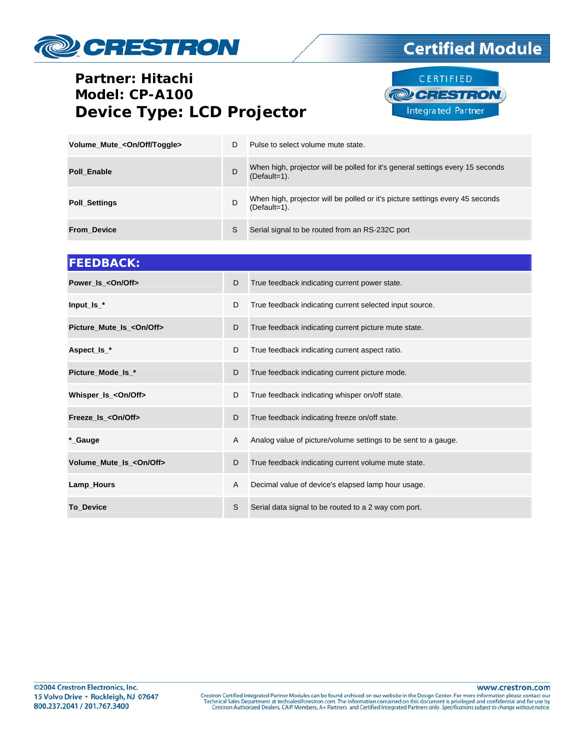**Partner: Hitachi**
**Model: CP-A100**
# Device Type: LCD Projector

| | | |
|---|---|---|
| **Volume_Mute_<On/Off/Toggle>** | D | Pulse to select volume mute state. |
| **Poll_Enable** | D | When high, projector will be polled for it's general settings every 15 seconds (Default=1). |
| **Poll_Settings** | D | When high, projector will be polled or it's picture settings every 45 seconds (Default=1). |
| **From_Device** | S | Serial signal to be routed from an RS-232C port |

## FEEDBACK:

| | | |
|---|---|---|
| **Power_Is_<On/Off>** | D | True feedback indicating current power state. |
| **Input_Is_*** | D | True feedback indicating current selected input source. |
| **Picture_Mute_Is_<On/Off>** | D | True feedback indicating current picture mute state. |
| **Aspect_Is_*** | D | True feedback indicating current aspect ratio. |
| **Picture_Mode_Is_*** | D | True feedback indicating current picture mode. |
| **Whisper_Is_<On/Off>** | D | True feedback indicating whisper on/off state. |
| **Freeze_Is_<On/Off>** | D | True feedback indicating freeze on/off state. |
| ***_Gauge** | A | Analog value of picture/volume settings to be sent to a gauge. |
| **Volume_Mute_Is_<On/Off>** | D | True feedback indicating current volume mute state. |
| **Lamp_Hours** | A | Decimal value of device's elapsed lamp hour usage. |
| **To_Device** | S | Serial data signal to be routed to a 2 way com port. |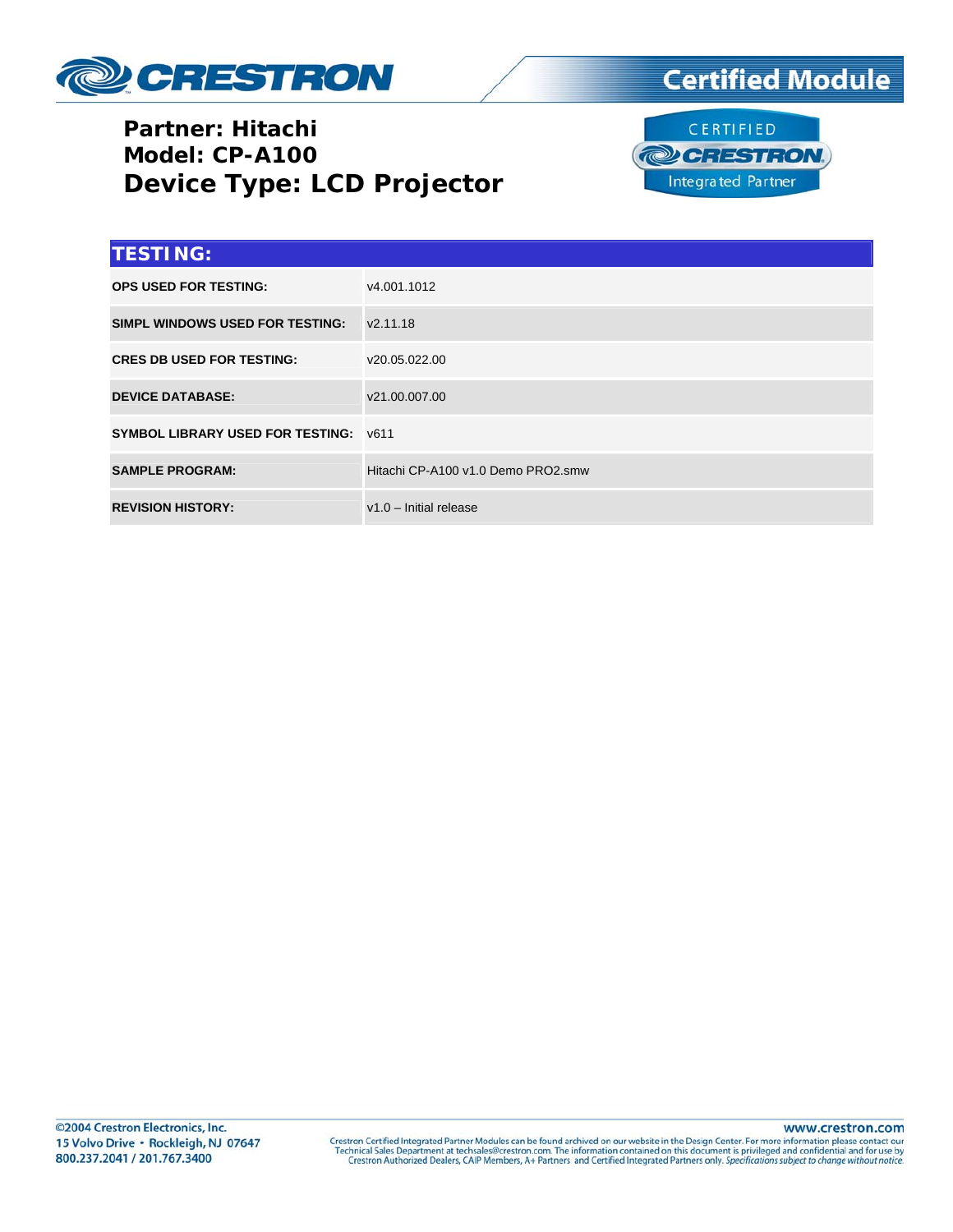**Partner: Hitachi**
**Model: CP-A100**
**Device Type: LCD Projector**

## TESTING:

| | |
|---|---|
| **OPS USED FOR TESTING:** | v4.001.1012 |
| **SIMPL WINDOWS USED FOR TESTING:** | v2.11.18 |
| **CRES DB USED FOR TESTING:** | v20.05.022.00 |
| **DEVICE DATABASE:** | v21.00.007.00 |
| **SYMBOL LIBRARY USED FOR TESTING:** | v611 |
| **SAMPLE PROGRAM:** | Hitachi CP-A100 v1.0 Demo PRO2.smw |
| **REVISION HISTORY:** | v1.0 – Initial release |